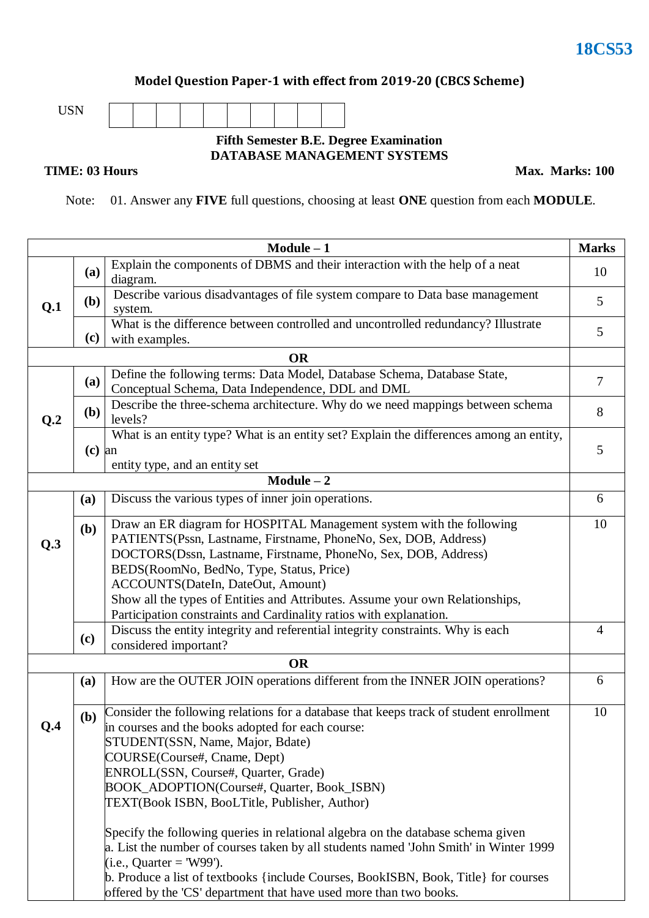**18CS53**

**Model Question Paper-1 with effect from 2019-20 (CBCS Scheme)**

USN | | | | | | | | | |

**Fifth Semester B.E. Degree Examination**
**DATABASE MANAGEMENT SYSTEMS**

**TIME: 03 Hours** **Max. Marks: 100**

Note: 01. Answer any **FIVE** full questions, choosing at least **ONE** question from each **MODULE**.

| | | **Module – 1** | **Marks** |
|---|---|---|---|
| **Q.1** | **(a)** | Explain the components of DBMS and their interaction with the help of a neat diagram. | 10 |
| | **(b)** | Describe various disadvantages of file system compare to Data base management system. | 5 |
| | **(c)** | What is the difference between controlled and uncontrolled redundancy? Illustrate with examples. | 5 |
| | | **OR** | |
| **Q.2** | **(a)** | Define the following terms: Data Model, Database Schema, Database State, Conceptual Schema, Data Independence, DDL and DML | 7 |
| | **(b)** | Describe the three-schema architecture. Why do we need mappings between schema levels? | 8 |
| | **(c)** | What is an entity type? What is an entity set? Explain the differences among an entity, an entity type, and an entity set | 5 |
| | | **Module – 2** | |
| **Q.3** | **(a)** | Discuss the various types of inner join operations. | 6 |
| | **(b)** | Draw an ER diagram for HOSPITAL Management system with the following<br>PATIENTS(Pssn, Lastname, Firstname, PhoneNo, Sex, DOB, Address)<br>DOCTORS(Dssn, Lastname, Firstname, PhoneNo, Sex, DOB, Address)<br>BEDS(RoomNo, BedNo, Type, Status, Price)<br>ACCOUNTS(DateIn, DateOut, Amount)<br>Show all the types of Entities and Attributes. Assume your own Relationships, Participation constraints and Cardinality ratios with explanation. | 10 |
| | **(c)** | Discuss the entity integrity and referential integrity constraints. Why is each considered important? | 4 |
| | | **OR** | |
| **Q.4** | **(a)** | How are the OUTER JOIN operations different from the INNER JOIN operations? | 6 |
| | **(b)** | Consider the following relations for a database that keeps track of student enrollment in courses and the books adopted for each course:<br>STUDENT(SSN, Name, Major, Bdate)<br>COURSE(Course#, Cname, Dept)<br>ENROLL(SSN, Course#, Quarter, Grade)<br>BOOK_ADOPTION(Course#, Quarter, Book_ISBN)<br>TEXT(Book ISBN, BooLTitle, Publisher, Author)<br><br>Specify the following queries in relational algebra on the database schema given<br>a. List the number of courses taken by all students named 'John Smith' in Winter 1999 (i.e., Quarter = 'W99').<br>b. Produce a list of textbooks {include Courses, BookISBN, Book, Title} for courses offered by the 'CS' department that have used more than two books. | 10 |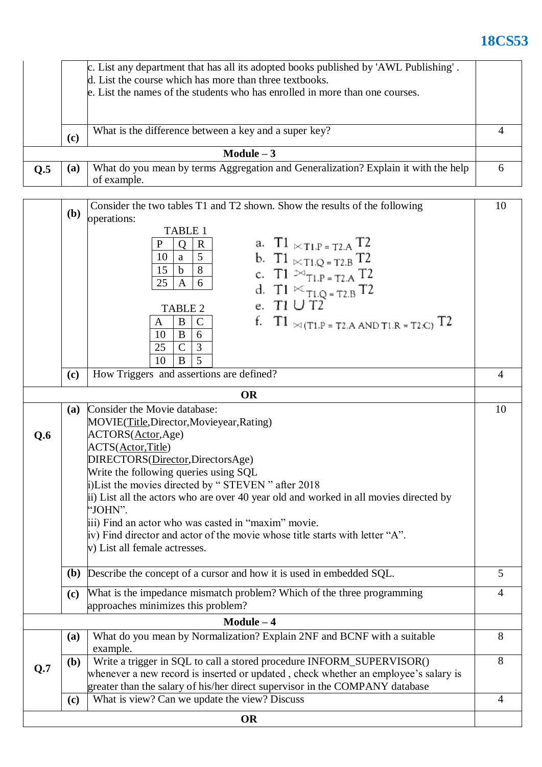c. List any department that has all its adopted books published by 'AWL Publishing' .
d. List the course which has more than three textbooks.
e. List the names of the students who has enrolled in more than one courses.

**(c)** What is the difference between a key and a super key? — **4**

## Module – 3

**Q.5**

**(a)** What do you mean by terms Aggregation and Generalization? Explain it with the help of example. — **6**

**(b)** Consider the two tables T1 and T2 shown. Show the results of the following operations: — **10**

TABLE 1

| P | Q | R |
|---|---|---|
| 10 | a | 5 |
| 15 | b | 8 |
| 25 | A | 6 |

TABLE 2

| A | B | C |
|---|---|---|
| 10 | B | 6 |
| 25 | C | 3 |
| 10 | B | 5 |

a. $T1 \ltimes_{T1.P = T2.A} T2$

b. $T1 \ltimes_{T1.Q = T2.B} T2$

c. $T1 ⟗_{T1.P = T2.A} T2$

d. $T1 ⟕_{T1.Q = T2.B} T2$

e. $T1 \cup T2$

f. $T1 \bowtie_{(T1.P = T2.A \text{ AND } T1.R = T2.C)} T2$

**(c)** How Triggers and assertions are defined? — **4**

**OR**

**Q.6**

**(a)** Consider the Movie database: — **10**

MOVIE(<u>Title</u>,Director,Movieyear,Rating)
ACTORS(<u>Actor</u>,Age)
ACTS(<u>Actor</u>,<u>Title</u>)
DIRECTORS(<u>Director</u>,DirectorsAge)

Write the following queries using SQL

i) List the movies directed by " STEVEN " after 2018
ii) List all the actors who are over 40 year old and worked in all movies directed by "JOHN".
iii) Find an actor who was casted in "maxim" movie.
iv) Find director and actor of the movie whose title starts with letter "A".
v) List all female actresses.

**(b)** Describe the concept of a cursor and how it is used in embedded SQL. — **5**

**(c)** What is the impedance mismatch problem? Which of the three programming approaches minimizes this problem? — **4**

## Module – 4

**Q.7**

**(a)** What do you mean by Normalization? Explain 2NF and BCNF with a suitable example. — **8**

**(b)** Write a trigger in SQL to call a stored procedure INFORM_SUPERVISOR() whenever a new record is inserted or updated , check whether an employee's salary is greater than the salary of his/her direct supervisor in the COMPANY database — **8**

**(c)** What is view? Can we update the view? Discuss — **4**

**OR**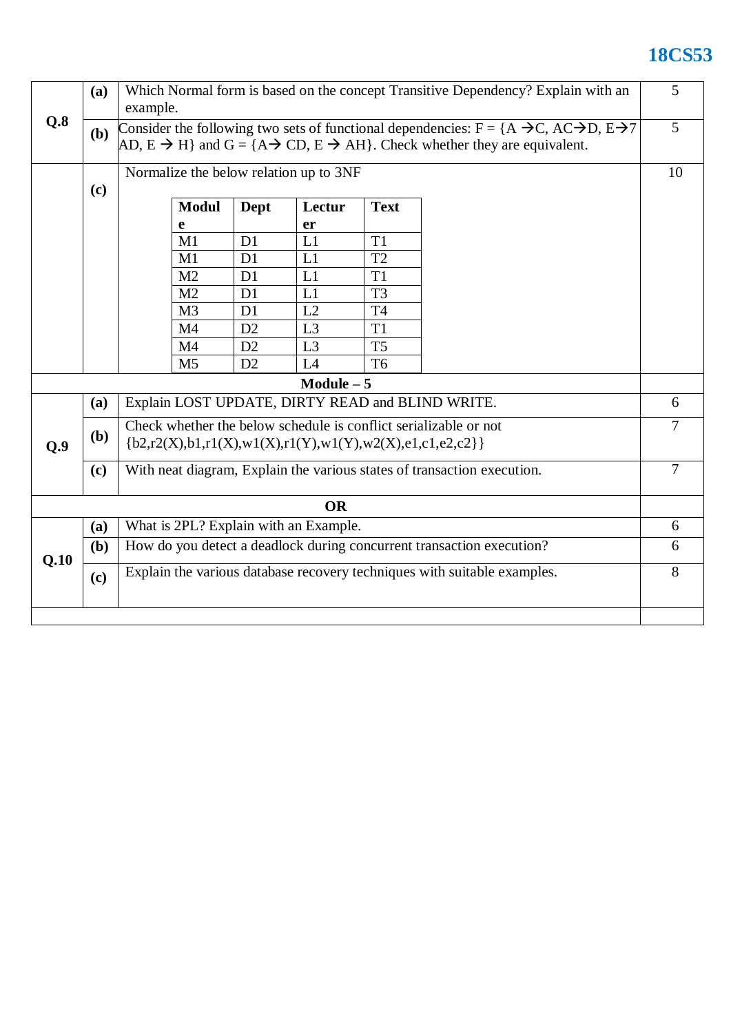| Q.No | | Question | Marks |
|---|---|---|---|
| Q.8 | (a) | Which Normal form is based on the concept Transitive Dependency? Explain with an example. | 5 |
| | (b) | Consider the following two sets of functional dependencies: F = {A → C, AC → D, E → AD, E → H} and G = {A → CD, E → AH}. Check whether they are equivalent. | 5 |
| | (c) | Normalize the below relation up to 3NF | 10 |

| Module | Dept | Lecturer | Text |
|---|---|---|---|
| M1 | D1 | L1 | T1 |
| M1 | D1 | L1 | T2 |
| M2 | D1 | L1 | T1 |
| M2 | D1 | L1 | T3 |
| M3 | D1 | L2 | T4 |
| M4 | D2 | L3 | T1 |
| M4 | D2 | L3 | T5 |
| M5 | D2 | L4 | T6 |

## Module – 5

| Q.No | | Question | Marks |
|---|---|---|---|
| Q.9 | (a) | Explain LOST UPDATE, DIRTY READ and BLIND WRITE. | 6 |
| | (b) | Check whether the below schedule is conflict serializable or not {b2,r2(X),b1,r1(X),w1(X),r1(Y),w1(Y),w2(X),e1,c1,e2,c2}} | 7 |
| | (c) | With neat diagram, Explain the various states of transaction execution. | 7 |

**OR**

| Q.No | | Question | Marks |
|---|---|---|---|
| Q.10 | (a) | What is 2PL? Explain with an Example. | 6 |
| | (b) | How do you detect a deadlock during concurrent transaction execution? | 6 |
| | (c) | Explain the various database recovery techniques with suitable examples. | 8 |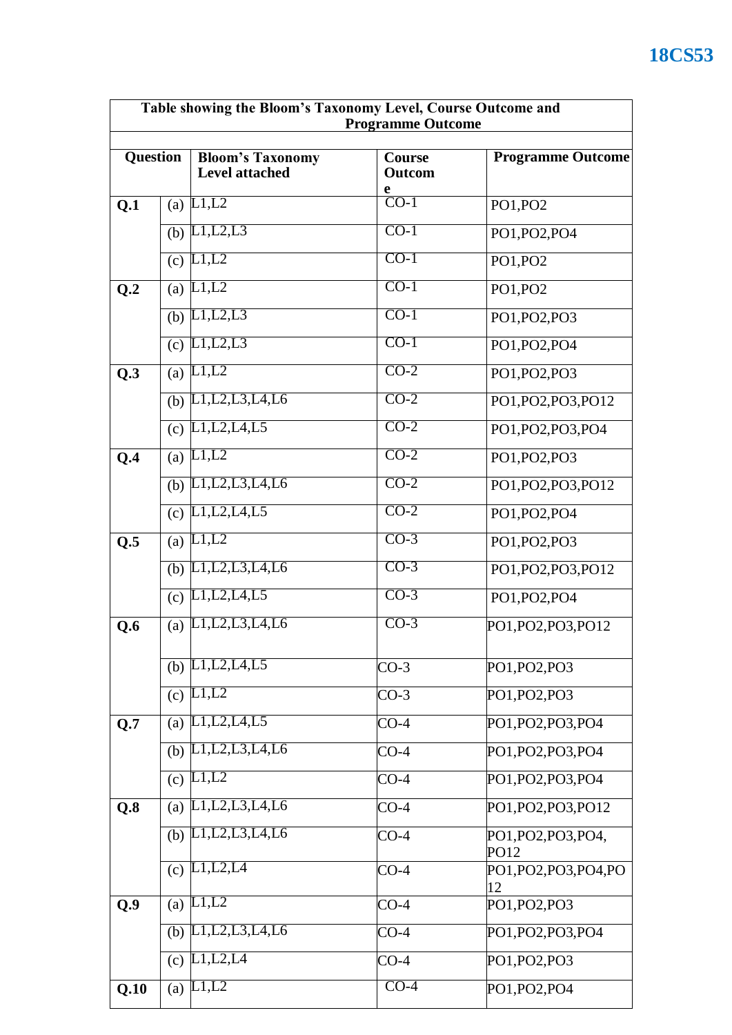| Table showing the Bloom's Taxonomy Level, Course Outcome and Programme Outcome | | | | |
|---|---|---|---|---|
| **Question** | | **Bloom's Taxonomy Level attached** | **Course Outcome** | **Programme Outcome** |
| **Q.1** | (a) | L1,L2 | CO-1 | PO1,PO2 |
| | (b) | L1,L2,L3 | CO-1 | PO1,PO2,PO4 |
| | (c) | L1,L2 | CO-1 | PO1,PO2 |
| **Q.2** | (a) | L1,L2 | CO-1 | PO1,PO2 |
| | (b) | L1,L2,L3 | CO-1 | PO1,PO2,PO3 |
| | (c) | L1,L2,L3 | CO-1 | PO1,PO2,PO4 |
| **Q.3** | (a) | L1,L2 | CO-2 | PO1,PO2,PO3 |
| | (b) | L1,L2,L3,L4,L6 | CO-2 | PO1,PO2,PO3,PO12 |
| | (c) | L1,L2,L4,L5 | CO-2 | PO1,PO2,PO3,PO4 |
| **Q.4** | (a) | L1,L2 | CO-2 | PO1,PO2,PO3 |
| | (b) | L1,L2,L3,L4,L6 | CO-2 | PO1,PO2,PO3,PO12 |
| | (c) | L1,L2,L4,L5 | CO-2 | PO1,PO2,PO4 |
| **Q.5** | (a) | L1,L2 | CO-3 | PO1,PO2,PO3 |
| | (b) | L1,L2,L3,L4,L6 | CO-3 | PO1,PO2,PO3,PO12 |
| | (c) | L1,L2,L4,L5 | CO-3 | PO1,PO2,PO4 |
| **Q.6** | (a) | L1,L2,L3,L4,L6 | CO-3 | PO1,PO2,PO3,PO12 |
| | (b) | L1,L2,L4,L5 | CO-3 | PO1,PO2,PO3 |
| | (c) | L1,L2 | CO-3 | PO1,PO2,PO3 |
| **Q.7** | (a) | L1,L2,L4,L5 | CO-4 | PO1,PO2,PO3,PO4 |
| | (b) | L1,L2,L3,L4,L6 | CO-4 | PO1,PO2,PO3,PO4 |
| | (c) | L1,L2 | CO-4 | PO1,PO2,PO3,PO4 |
| **Q.8** | (a) | L1,L2,L3,L4,L6 | CO-4 | PO1,PO2,PO3,PO12 |
| | (b) | L1,L2,L3,L4,L6 | CO-4 | PO1,PO2,PO3,PO4, PO12 |
| | (c) | L1,L2,L4 | CO-4 | PO1,PO2,PO3,PO4,PO12 |
| **Q.9** | (a) | L1,L2 | CO-4 | PO1,PO2,PO3 |
| | (b) | L1,L2,L3,L4,L6 | CO-4 | PO1,PO2,PO3,PO4 |
| | (c) | L1,L2,L4 | CO-4 | PO1,PO2,PO3 |
| **Q.10** | (a) | L1,L2 | CO-4 | PO1,PO2,PO4 |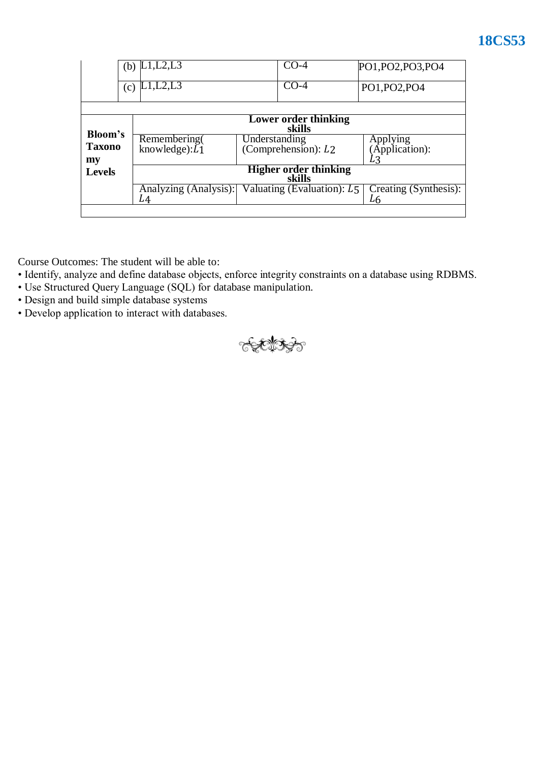| | | | |
|---|---|---|---|
| (b) | L1,L2,L3 | CO-4 | PO1,PO2,PO3,PO4 |
| (c) | L1,L2,L3 | CO-4 | PO1,PO2,PO4 |

| | | | |
|---|---|---|---|
| **Bloom's Taxonomy Levels** | **Lower order thinking skills** | | |
| | Remembering( knowledge): $L_1$ | Understanding (Comprehension): $L_2$ | Applying (Application): $L_3$ |
| | **Higher order thinking skills** | | |
| | Analyzing (Analysis): $L_4$ | Valuating (Evaluation): $L_5$ | Creating (Synthesis): $L_6$ |

Course Outcomes: The student will be able to:

- Identify, analyze and define database objects, enforce integrity constraints on a database using RDBMS.
- Use Structured Query Language (SQL) for database manipulation.
- Design and build simple database systems
- Develop application to interact with databases.